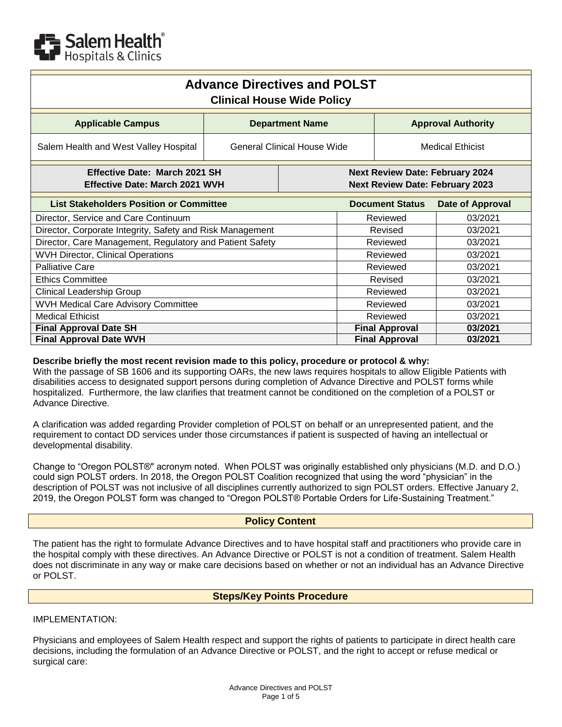Salem Health Hospitals & Clinics

# Advance Directives and POLST

## Clinical House Wide Policy

| Applicable Campus | Department Name | Approval Authority |
|---|---|---|
| Salem Health and West Valley Hospital | General Clinical House Wide | Medical Ethicist |

| | |
|---|---|
| **Effective Date: March 2021 SH** | **Next Review Date: February 2024** |
| **Effective Date: March 2021 WVH** | **Next Review Date: February 2023** |

| List Stakeholders Position or Committee | Document Status | Date of Approval |
|---|---|---|
| Director, Service and Care Continuum | Reviewed | 03/2021 |
| Director, Corporate Integrity, Safety and Risk Management | Revised | 03/2021 |
| Director, Care Management, Regulatory and Patient Safety | Reviewed | 03/2021 |
| WVH Director, Clinical Operations | Reviewed | 03/2021 |
| Palliative Care | Reviewed | 03/2021 |
| Ethics Committee | Revised | 03/2021 |
| Clinical Leadership Group | Reviewed | 03/2021 |
| WVH Medical Care Advisory Committee | Reviewed | 03/2021 |
| Medical Ethicist | Reviewed | 03/2021 |
| **Final Approval Date SH** | **Final Approval** | **03/2021** |
| **Final Approval Date WVH** | **Final Approval** | **03/2021** |

**Describe briefly the most recent revision made to this policy, procedure or protocol & why:**
With the passage of SB 1606 and its supporting OARs, the new laws requires hospitals to allow Eligible Patients with disabilities access to designated support persons during completion of Advance Directive and POLST forms while hospitalized. Furthermore, the law clarifies that treatment cannot be conditioned on the completion of a POLST or Advance Directive.

A clarification was added regarding Provider completion of POLST on behalf or an unrepresented patient, and the requirement to contact DD services under those circumstances if patient is suspected of having an intellectual or developmental disability.

Change to "Oregon POLST®" acronym noted. When POLST was originally established only physicians (M.D. and D.O.) could sign POLST orders. In 2018, the Oregon POLST Coalition recognized that using the word "physician" in the description of POLST was not inclusive of all disciplines currently authorized to sign POLST orders. Effective January 2, 2019, the Oregon POLST form was changed to "Oregon POLST® Portable Orders for Life-Sustaining Treatment."

## Policy Content

The patient has the right to formulate Advance Directives and to have hospital staff and practitioners who provide care in the hospital comply with these directives. An Advance Directive or POLST is not a condition of treatment. Salem Health does not discriminate in any way or make care decisions based on whether or not an individual has an Advance Directive or POLST.

## Steps/Key Points Procedure

IMPLEMENTATION:

Physicians and employees of Salem Health respect and support the rights of patients to participate in direct health care decisions, including the formulation of an Advance Directive or POLST, and the right to accept or refuse medical or surgical care: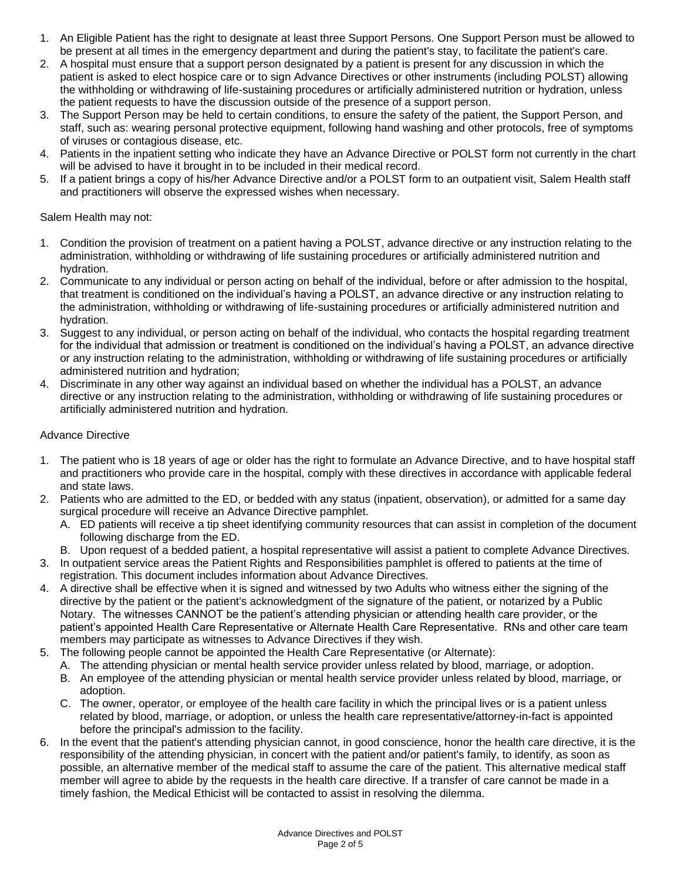1. An Eligible Patient has the right to designate at least three Support Persons. One Support Person must be allowed to be present at all times in the emergency department and during the patient's stay, to facilitate the patient's care.
2. A hospital must ensure that a support person designated by a patient is present for any discussion in which the patient is asked to elect hospice care or to sign Advance Directives or other instruments (including POLST) allowing the withholding or withdrawing of life-sustaining procedures or artificially administered nutrition or hydration, unless the patient requests to have the discussion outside of the presence of a support person.
3. The Support Person may be held to certain conditions, to ensure the safety of the patient, the Support Person, and staff, such as: wearing personal protective equipment, following hand washing and other protocols, free of symptoms of viruses or contagious disease, etc.
4. Patients in the inpatient setting who indicate they have an Advance Directive or POLST form not currently in the chart will be advised to have it brought in to be included in their medical record.
5. If a patient brings a copy of his/her Advance Directive and/or a POLST form to an outpatient visit, Salem Health staff and practitioners will observe the expressed wishes when necessary.

Salem Health may not:

1. Condition the provision of treatment on a patient having a POLST, advance directive or any instruction relating to the administration, withholding or withdrawing of life sustaining procedures or artificially administered nutrition and hydration.
2. Communicate to any individual or person acting on behalf of the individual, before or after admission to the hospital, that treatment is conditioned on the individual's having a POLST, an advance directive or any instruction relating to the administration, withholding or withdrawing of life-sustaining procedures or artificially administered nutrition and hydration.
3. Suggest to any individual, or person acting on behalf of the individual, who contacts the hospital regarding treatment for the individual that admission or treatment is conditioned on the individual's having a POLST, an advance directive or any instruction relating to the administration, withholding or withdrawing of life sustaining procedures or artificially administered nutrition and hydration;
4. Discriminate in any other way against an individual based on whether the individual has a POLST, an advance directive or any instruction relating to the administration, withholding or withdrawing of life sustaining procedures or artificially administered nutrition and hydration.

Advance Directive

1. The patient who is 18 years of age or older has the right to formulate an Advance Directive, and to have hospital staff and practitioners who provide care in the hospital, comply with these directives in accordance with applicable federal and state laws.
2. Patients who are admitted to the ED, or bedded with any status (inpatient, observation), or admitted for a same day surgical procedure will receive an Advance Directive pamphlet.
   A. ED patients will receive a tip sheet identifying community resources that can assist in completion of the document following discharge from the ED.
   B. Upon request of a bedded patient, a hospital representative will assist a patient to complete Advance Directives.
3. In outpatient service areas the Patient Rights and Responsibilities pamphlet is offered to patients at the time of registration. This document includes information about Advance Directives.
4. A directive shall be effective when it is signed and witnessed by two Adults who witness either the signing of the directive by the patient or the patient's acknowledgment of the signature of the patient, or notarized by a Public Notary. The witnesses CANNOT be the patient's attending physician or attending health care provider, or the patient's appointed Health Care Representative or Alternate Health Care Representative. RNs and other care team members may participate as witnesses to Advance Directives if they wish.
5. The following people cannot be appointed the Health Care Representative (or Alternate):
   A. The attending physician or mental health service provider unless related by blood, marriage, or adoption.
   B. An employee of the attending physician or mental health service provider unless related by blood, marriage, or adoption.
   C. The owner, operator, or employee of the health care facility in which the principal lives or is a patient unless related by blood, marriage, or adoption, or unless the health care representative/attorney-in-fact is appointed before the principal's admission to the facility.
6. In the event that the patient's attending physician cannot, in good conscience, honor the health care directive, it is the responsibility of the attending physician, in concert with the patient and/or patient's family, to identify, as soon as possible, an alternative member of the medical staff to assume the care of the patient. This alternative medical staff member will agree to abide by the requests in the health care directive. If a transfer of care cannot be made in a timely fashion, the Medical Ethicist will be contacted to assist in resolving the dilemma.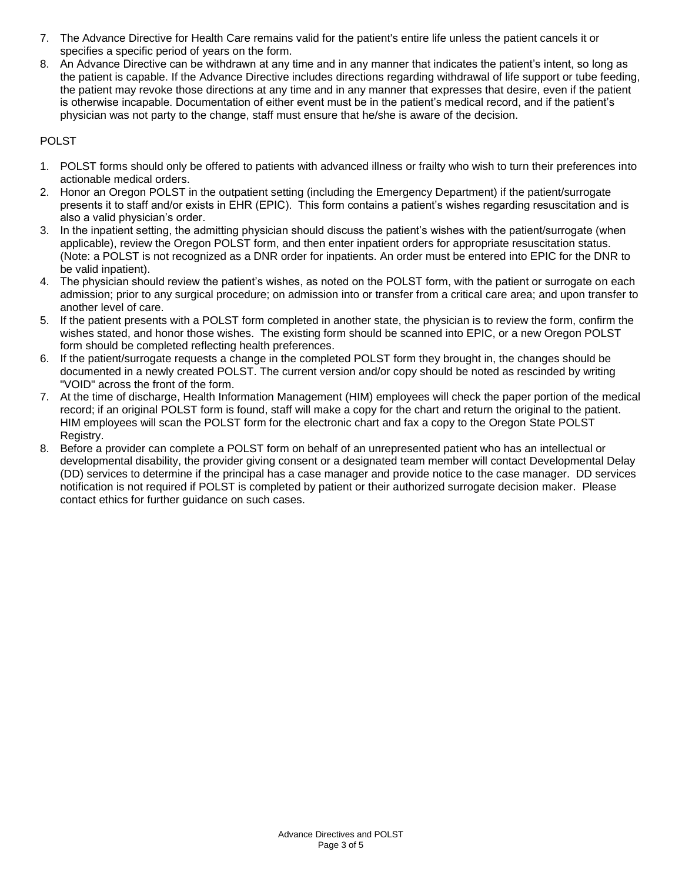7. The Advance Directive for Health Care remains valid for the patient's entire life unless the patient cancels it or specifies a specific period of years on the form.
8. An Advance Directive can be withdrawn at any time and in any manner that indicates the patient's intent, so long as the patient is capable. If the Advance Directive includes directions regarding withdrawal of life support or tube feeding, the patient may revoke those directions at any time and in any manner that expresses that desire, even if the patient is otherwise incapable. Documentation of either event must be in the patient's medical record, and if the patient's physician was not party to the change, staff must ensure that he/she is aware of the decision.

POLST

1. POLST forms should only be offered to patients with advanced illness or frailty who wish to turn their preferences into actionable medical orders.
2. Honor an Oregon POLST in the outpatient setting (including the Emergency Department) if the patient/surrogate presents it to staff and/or exists in EHR (EPIC). This form contains a patient's wishes regarding resuscitation and is also a valid physician's order.
3. In the inpatient setting, the admitting physician should discuss the patient's wishes with the patient/surrogate (when applicable), review the Oregon POLST form, and then enter inpatient orders for appropriate resuscitation status. (Note: a POLST is not recognized as a DNR order for inpatients. An order must be entered into EPIC for the DNR to be valid inpatient).
4. The physician should review the patient's wishes, as noted on the POLST form, with the patient or surrogate on each admission; prior to any surgical procedure; on admission into or transfer from a critical care area; and upon transfer to another level of care.
5. If the patient presents with a POLST form completed in another state, the physician is to review the form, confirm the wishes stated, and honor those wishes. The existing form should be scanned into EPIC, or a new Oregon POLST form should be completed reflecting health preferences.
6. If the patient/surrogate requests a change in the completed POLST form they brought in, the changes should be documented in a newly created POLST. The current version and/or copy should be noted as rescinded by writing "VOID" across the front of the form.
7. At the time of discharge, Health Information Management (HIM) employees will check the paper portion of the medical record; if an original POLST form is found, staff will make a copy for the chart and return the original to the patient. HIM employees will scan the POLST form for the electronic chart and fax a copy to the Oregon State POLST Registry.
8. Before a provider can complete a POLST form on behalf of an unrepresented patient who has an intellectual or developmental disability, the provider giving consent or a designated team member will contact Developmental Delay (DD) services to determine if the principal has a case manager and provide notice to the case manager. DD services notification is not required if POLST is completed by patient or their authorized surrogate decision maker. Please contact ethics for further guidance on such cases.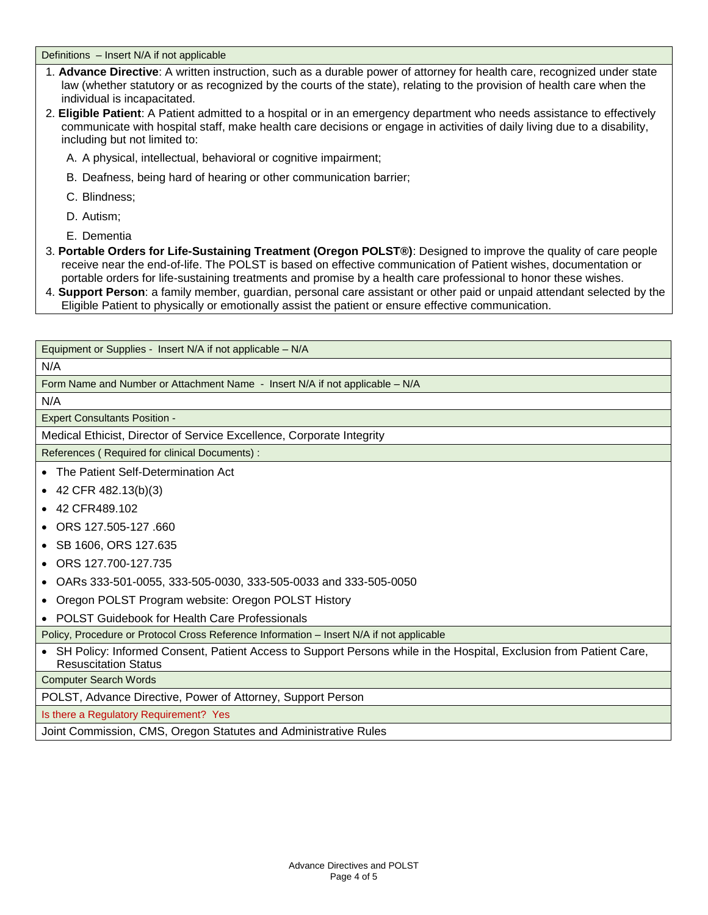Definitions – Insert N/A if not applicable

1. **Advance Directive**: A written instruction, such as a durable power of attorney for health care, recognized under state law (whether statutory or as recognized by the courts of the state), relating to the provision of health care when the individual is incapacitated.
2. **Eligible Patient**: A Patient admitted to a hospital or in an emergency department who needs assistance to effectively communicate with hospital staff, make health care decisions or engage in activities of daily living due to a disability, including but not limited to:
   - A. A physical, intellectual, behavioral or cognitive impairment;
   - B. Deafness, being hard of hearing or other communication barrier;
   - C. Blindness;
   - D. Autism;
   - E. Dementia
3. **Portable Orders for Life-Sustaining Treatment (Oregon POLST®)**: Designed to improve the quality of care people receive near the end-of-life. The POLST is based on effective communication of Patient wishes, documentation or portable orders for life-sustaining treatments and promise by a health care professional to honor these wishes.
4. **Support Person**: a family member, guardian, personal care assistant or other paid or unpaid attendant selected by the Eligible Patient to physically or emotionally assist the patient or ensure effective communication.

Equipment or Supplies - Insert N/A if not applicable – N/A

N/A

Form Name and Number or Attachment Name - Insert N/A if not applicable – N/A

N/A

Expert Consultants Position -

Medical Ethicist, Director of Service Excellence, Corporate Integrity

References ( Required for clinical Documents) :

- The Patient Self-Determination Act
- 42 CFR 482.13(b)(3)
- 42 CFR489.102
- ORS 127.505-127 .660
- SB 1606, ORS 127.635
- ORS 127.700-127.735
- OARs 333-501-0055, 333-505-0030, 333-505-0033 and 333-505-0050
- Oregon POLST Program website: Oregon POLST History
- POLST Guidebook for Health Care Professionals

Policy, Procedure or Protocol Cross Reference Information – Insert N/A if not applicable

- SH Policy: Informed Consent, Patient Access to Support Persons while in the Hospital, Exclusion from Patient Care, Resuscitation Status

Computer Search Words

POLST, Advance Directive, Power of Attorney, Support Person

Is there a Regulatory Requirement? Yes

Joint Commission, CMS, Oregon Statutes and Administrative Rules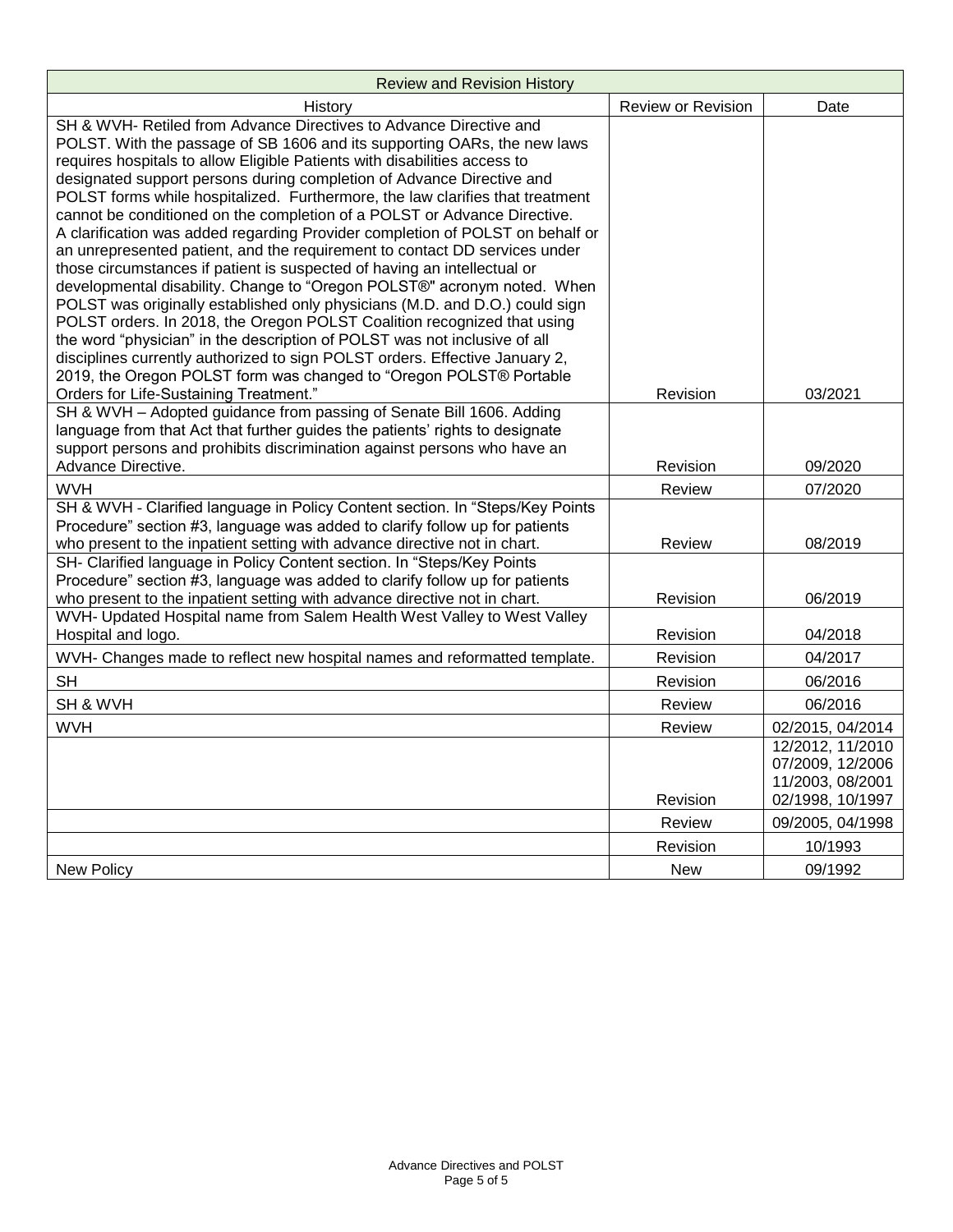| Review and Revision History | | |
|---|---|---|
| History | Review or Revision | Date |
| SH & WVH- Retiled from Advance Directives to Advance Directive and POLST. With the passage of SB 1606 and its supporting OARs, the new laws requires hospitals to allow Eligible Patients with disabilities access to designated support persons during completion of Advance Directive and POLST forms while hospitalized. Furthermore, the law clarifies that treatment cannot be conditioned on the completion of a POLST or Advance Directive. A clarification was added regarding Provider completion of POLST on behalf or an unrepresented patient, and the requirement to contact DD services under those circumstances if patient is suspected of having an intellectual or developmental disability. Change to "Oregon POLST®" acronym noted. When POLST was originally established only physicians (M.D. and D.O.) could sign POLST orders. In 2018, the Oregon POLST Coalition recognized that using the word "physician" in the description of POLST was not inclusive of all disciplines currently authorized to sign POLST orders. Effective January 2, 2019, the Oregon POLST form was changed to "Oregon POLST® Portable Orders for Life-Sustaining Treatment." | Revision | 03/2021 |
| SH & WVH – Adopted guidance from passing of Senate Bill 1606. Adding language from that Act that further guides the patients' rights to designate support persons and prohibits discrimination against persons who have an Advance Directive. | Revision | 09/2020 |
| WVH | Review | 07/2020 |
| SH & WVH - Clarified language in Policy Content section. In "Steps/Key Points Procedure" section #3, language was added to clarify follow up for patients who present to the inpatient setting with advance directive not in chart. | Review | 08/2019 |
| SH- Clarified language in Policy Content section. In "Steps/Key Points Procedure" section #3, language was added to clarify follow up for patients who present to the inpatient setting with advance directive not in chart. | Revision | 06/2019 |
| WVH- Updated Hospital name from Salem Health West Valley to West Valley Hospital and logo. | Revision | 04/2018 |
| WVH- Changes made to reflect new hospital names and reformatted template. | Revision | 04/2017 |
| SH | Revision | 06/2016 |
| SH & WVH | Review | 06/2016 |
| WVH | Review | 02/2015, 04/2014 |
| | Revision | 12/2012, 11/2010 07/2009, 12/2006 11/2003, 08/2001 02/1998, 10/1997 |
| | Review | 09/2005, 04/1998 |
| | Revision | 10/1993 |
| New Policy | New | 09/1992 |